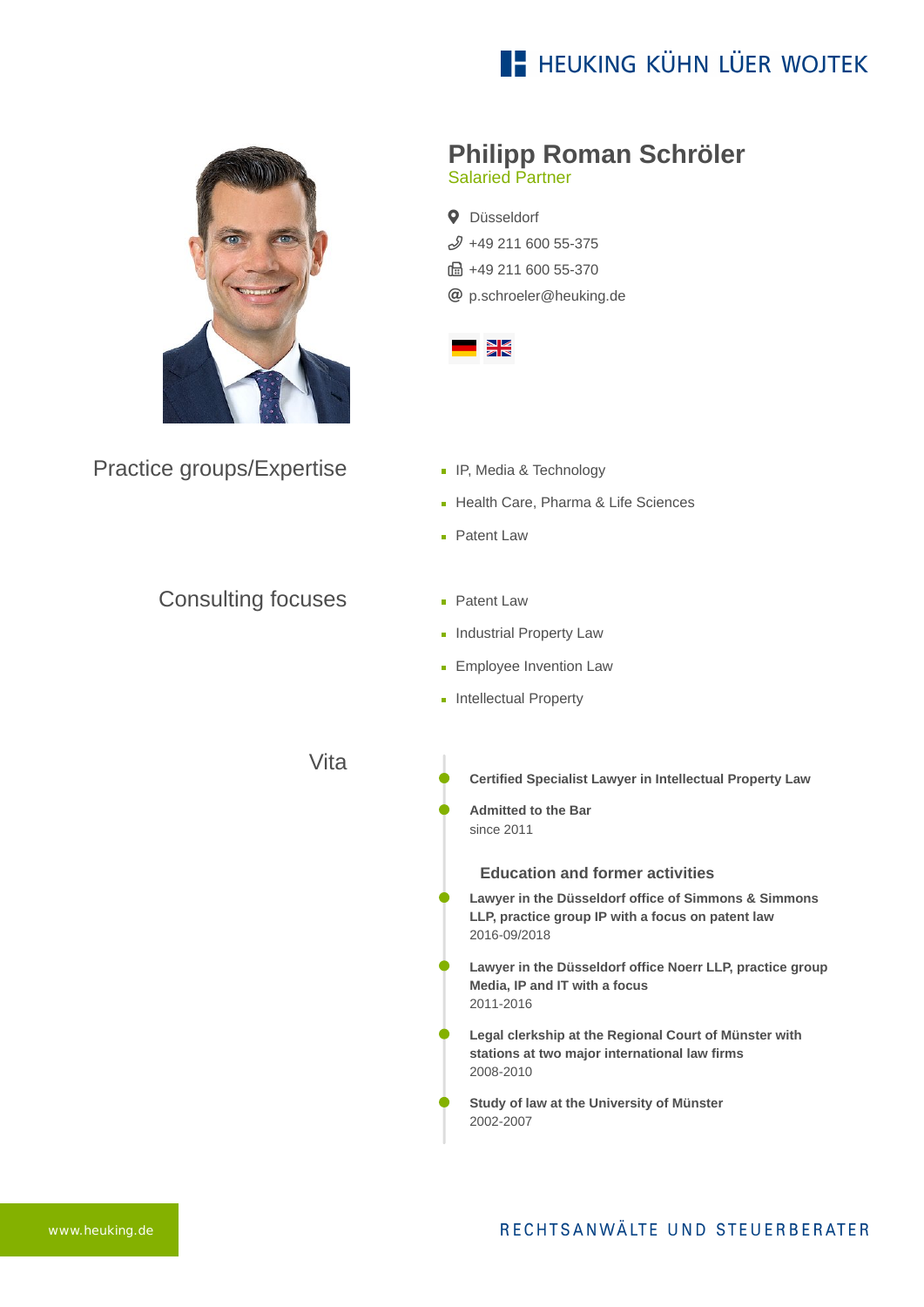HEUKING KÜHN LÜER WOJTEK

# Philipp Roman Schröler

Salaried Partner

Düsseldorf
+49 211 600 55-375
+49 211 600 55-370
p.schroeler@heuking.de

## Practice groups/Expertise

- IP, Media & Technology
- Health Care, Pharma & Life Sciences
- Patent Law

## Consulting focuses

- Patent Law
- Industrial Property Law
- Employee Invention Law
- Intellectual Property

## Vita

**Certified Specialist Lawyer in Intellectual Property Law**

**Admitted to the Bar**
since 2011

### Education and former activities

**Lawyer in the Düsseldorf office of Simmons & Simmons LLP, practice group IP with a focus on patent law**
2016-09/2018

**Lawyer in the Düsseldorf office Noerr LLP, practice group Media, IP and IT with a focus**
2011-2016

**Legal clerkship at the Regional Court of Münster with stations at two major international law firms**
2008-2010

**Study of law at the University of Münster**
2002-2007

www.heuking.de

RECHTSANWÄLTE UND STEUERBERATER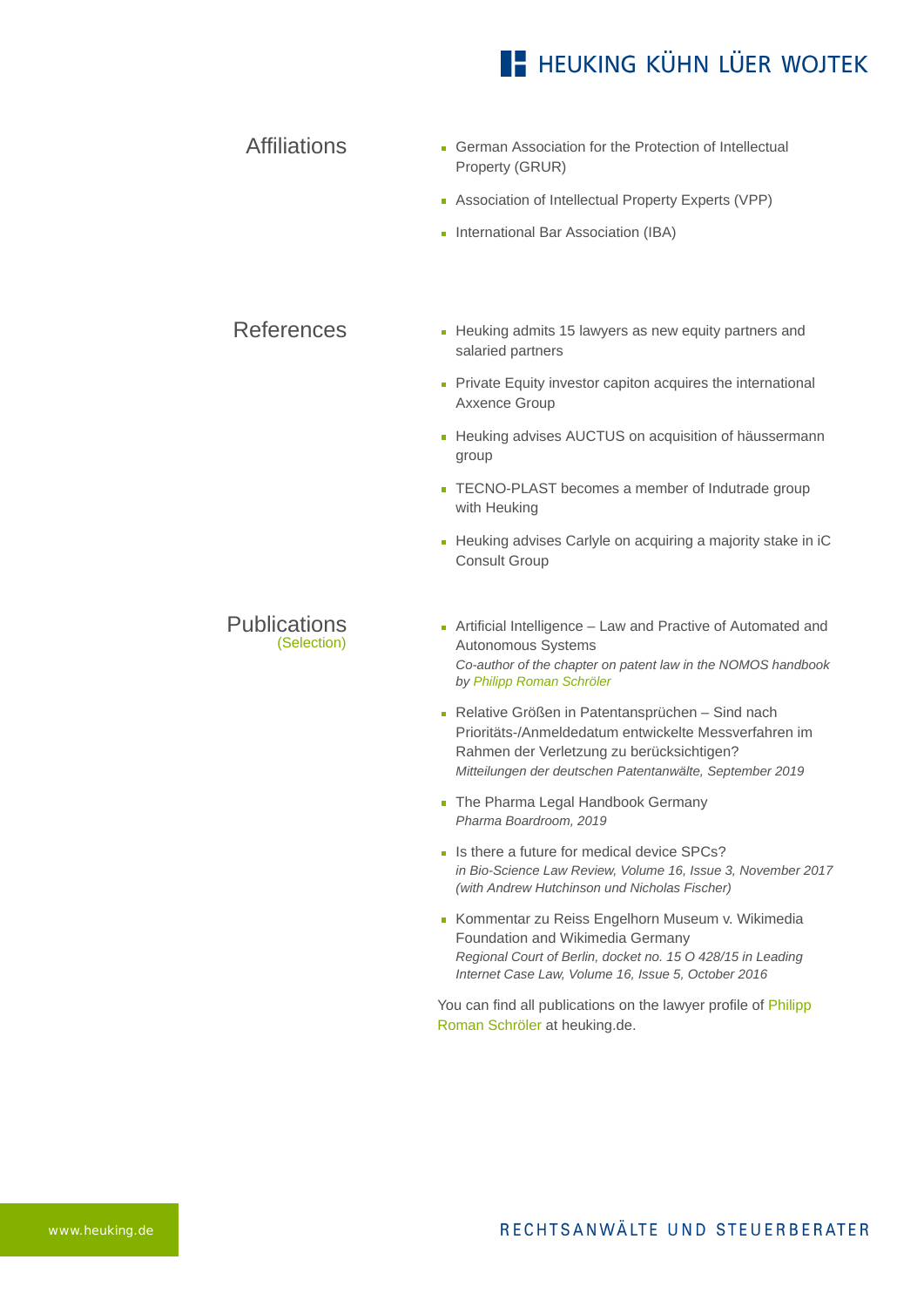## Affiliations

- German Association for the Protection of Intellectual Property (GRUR)
- Association of Intellectual Property Experts (VPP)
- International Bar Association (IBA)

## References

- Heuking admits 15 lawyers as new equity partners and salaried partners
- Private Equity investor capiton acquires the international Axxence Group
- Heuking advises AUCTUS on acquisition of häussermann group
- TECNO-PLAST becomes a member of Indutrade group with Heuking
- Heuking advises Carlyle on acquiring a majority stake in iC Consult Group

## Publications (Selection)

- Artificial Intelligence – Law and Practive of Automated and Autonomous Systems
  *Co-author of the chapter on patent law in the NOMOS handbook by Philipp Roman Schröler*
- Relative Größen in Patentansprüchen – Sind nach Prioritäts-/Anmeldedatum entwickelte Messverfahren im Rahmen der Verletzung zu berücksichtigen?
  *Mitteilungen der deutschen Patentanwälte, September 2019*
- The Pharma Legal Handbook Germany
  *Pharma Boardroom, 2019*
- Is there a future for medical device SPCs?
  *in Bio-Science Law Review, Volume 16, Issue 3, November 2017 (with Andrew Hutchinson und Nicholas Fischer)*
- Kommentar zu Reiss Engelhorn Museum v. Wikimedia Foundation and Wikimedia Germany
  *Regional Court of Berlin, docket no. 15 O 428/15 in Leading Internet Case Law, Volume 16, Issue 5, October 2016*

You can find all publications on the lawyer profile of Philipp Roman Schröler at heuking.de.